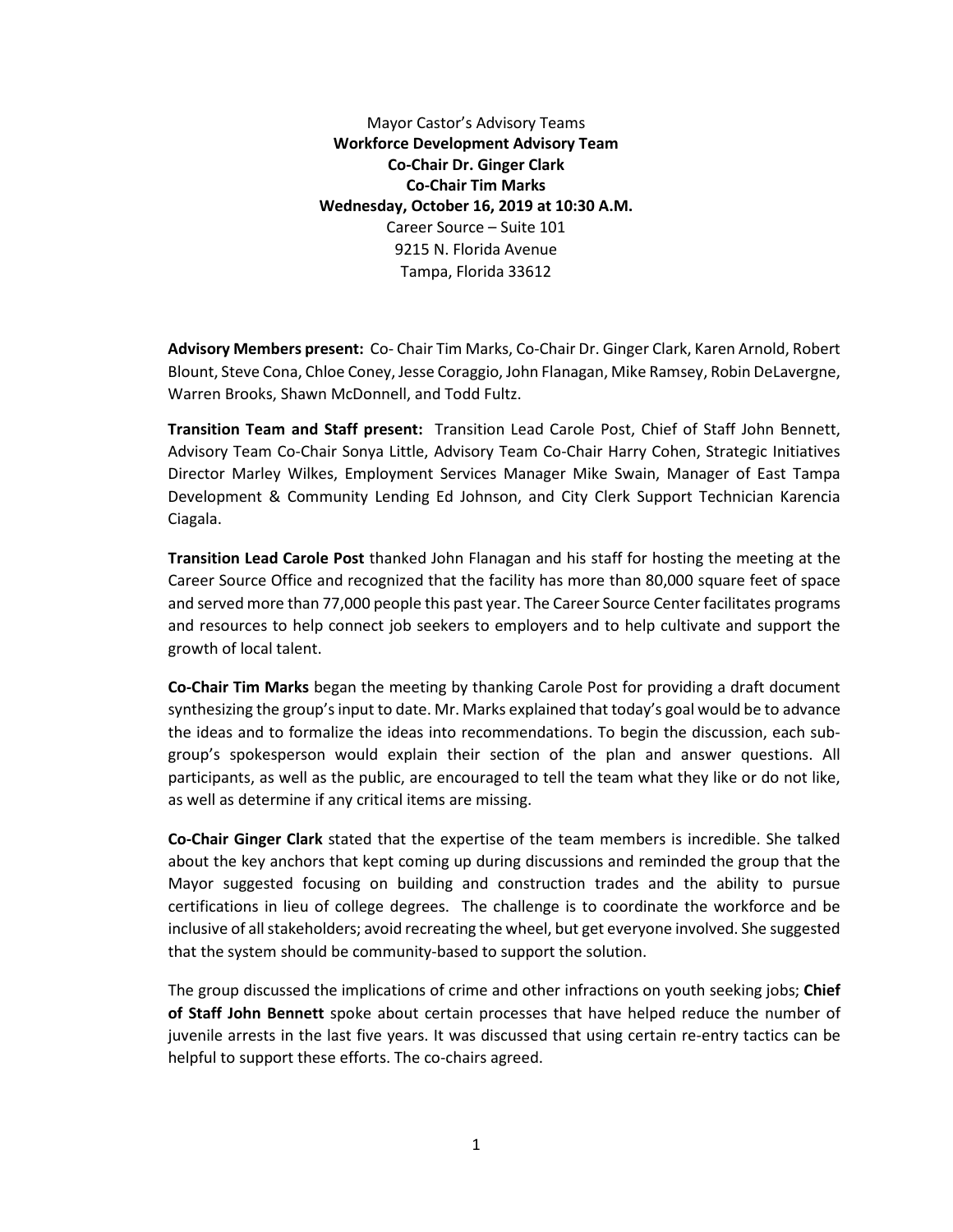Mayor Castor's Advisory Teams

**Workforce Development Advisory Team**

**Co-Chair Dr. Ginger Clark**

**Co-Chair Tim Marks**

**Wednesday, October 16, 2019 at 10:30 A.M.**

Career Source – Suite 101

9215 N. Florida Avenue

Tampa, Florida 33612

**Advisory Members present:** Co- Chair Tim Marks, Co-Chair Dr. Ginger Clark, Karen Arnold, Robert Blount, Steve Cona, Chloe Coney, Jesse Coraggio, John Flanagan, Mike Ramsey, Robin DeLavergne, Warren Brooks, Shawn McDonnell, and Todd Fultz.

**Transition Team and Staff present:** Transition Lead Carole Post, Chief of Staff John Bennett, Advisory Team Co-Chair Sonya Little, Advisory Team Co-Chair Harry Cohen, Strategic Initiatives Director Marley Wilkes, Employment Services Manager Mike Swain, Manager of East Tampa Development & Community Lending Ed Johnson, and City Clerk Support Technician Karencia Ciagala.

**Transition Lead Carole Post** thanked John Flanagan and his staff for hosting the meeting at the Career Source Office and recognized that the facility has more than 80,000 square feet of space and served more than 77,000 people this past year. The Career Source Center facilitates programs and resources to help connect job seekers to employers and to help cultivate and support the growth of local talent.

**Co-Chair Tim Marks** began the meeting by thanking Carole Post for providing a draft document synthesizing the group's input to date. Mr. Marks explained that today's goal would be to advance the ideas and to formalize the ideas into recommendations. To begin the discussion, each sub-group's spokesperson would explain their section of the plan and answer questions. All participants, as well as the public, are encouraged to tell the team what they like or do not like, as well as determine if any critical items are missing.

**Co-Chair Ginger Clark** stated that the expertise of the team members is incredible. She talked about the key anchors that kept coming up during discussions and reminded the group that the Mayor suggested focusing on building and construction trades and the ability to pursue certifications in lieu of college degrees. The challenge is to coordinate the workforce and be inclusive of all stakeholders; avoid recreating the wheel, but get everyone involved. She suggested that the system should be community-based to support the solution.

The group discussed the implications of crime and other infractions on youth seeking jobs; **Chief of Staff John Bennett** spoke about certain processes that have helped reduce the number of juvenile arrests in the last five years. It was discussed that using certain re-entry tactics can be helpful to support these efforts. The co-chairs agreed.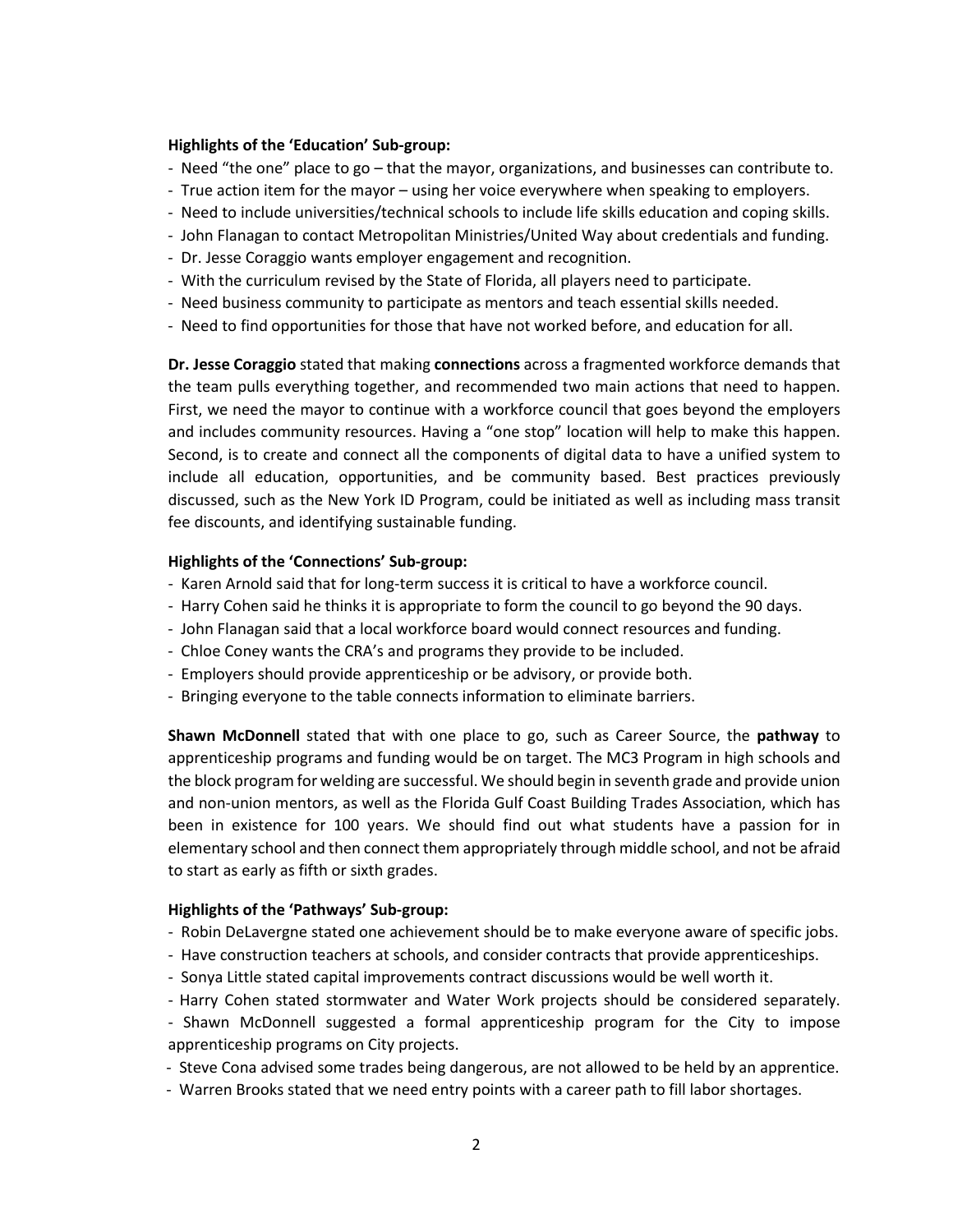**Highlights of the 'Education' Sub-group:**

- Need "the one" place to go – that the mayor, organizations, and businesses can contribute to.
- True action item for the mayor – using her voice everywhere when speaking to employers.
- Need to include universities/technical schools to include life skills education and coping skills.
- John Flanagan to contact Metropolitan Ministries/United Way about credentials and funding.
- Dr. Jesse Coraggio wants employer engagement and recognition.
- With the curriculum revised by the State of Florida, all players need to participate.
- Need business community to participate as mentors and teach essential skills needed.
- Need to find opportunities for those that have not worked before, and education for all.

**Dr. Jesse Coraggio** stated that making **connections** across a fragmented workforce demands that the team pulls everything together, and recommended two main actions that need to happen. First, we need the mayor to continue with a workforce council that goes beyond the employers and includes community resources. Having a "one stop" location will help to make this happen. Second, is to create and connect all the components of digital data to have a unified system to include all education, opportunities, and be community based. Best practices previously discussed, such as the New York ID Program, could be initiated as well as including mass transit fee discounts, and identifying sustainable funding.

**Highlights of the 'Connections' Sub-group:**

- Karen Arnold said that for long-term success it is critical to have a workforce council.
- Harry Cohen said he thinks it is appropriate to form the council to go beyond the 90 days.
- John Flanagan said that a local workforce board would connect resources and funding.
- Chloe Coney wants the CRA's and programs they provide to be included.
- Employers should provide apprenticeship or be advisory, or provide both.
- Bringing everyone to the table connects information to eliminate barriers.

**Shawn McDonnell** stated that with one place to go, such as Career Source, the **pathway** to apprenticeship programs and funding would be on target. The MC3 Program in high schools and the block program for welding are successful. We should begin in seventh grade and provide union and non-union mentors, as well as the Florida Gulf Coast Building Trades Association, which has been in existence for 100 years. We should find out what students have a passion for in elementary school and then connect them appropriately through middle school, and not be afraid to start as early as fifth or sixth grades.

**Highlights of the 'Pathways' Sub-group:**

- Robin DeLavergne stated one achievement should be to make everyone aware of specific jobs.
- Have construction teachers at schools, and consider contracts that provide apprenticeships.
- Sonya Little stated capital improvements contract discussions would be well worth it.
- Harry Cohen stated stormwater and Water Work projects should be considered separately.
- Shawn McDonnell suggested a formal apprenticeship program for the City to impose apprenticeship programs on City projects.
- Steve Cona advised some trades being dangerous, are not allowed to be held by an apprentice.
- Warren Brooks stated that we need entry points with a career path to fill labor shortages.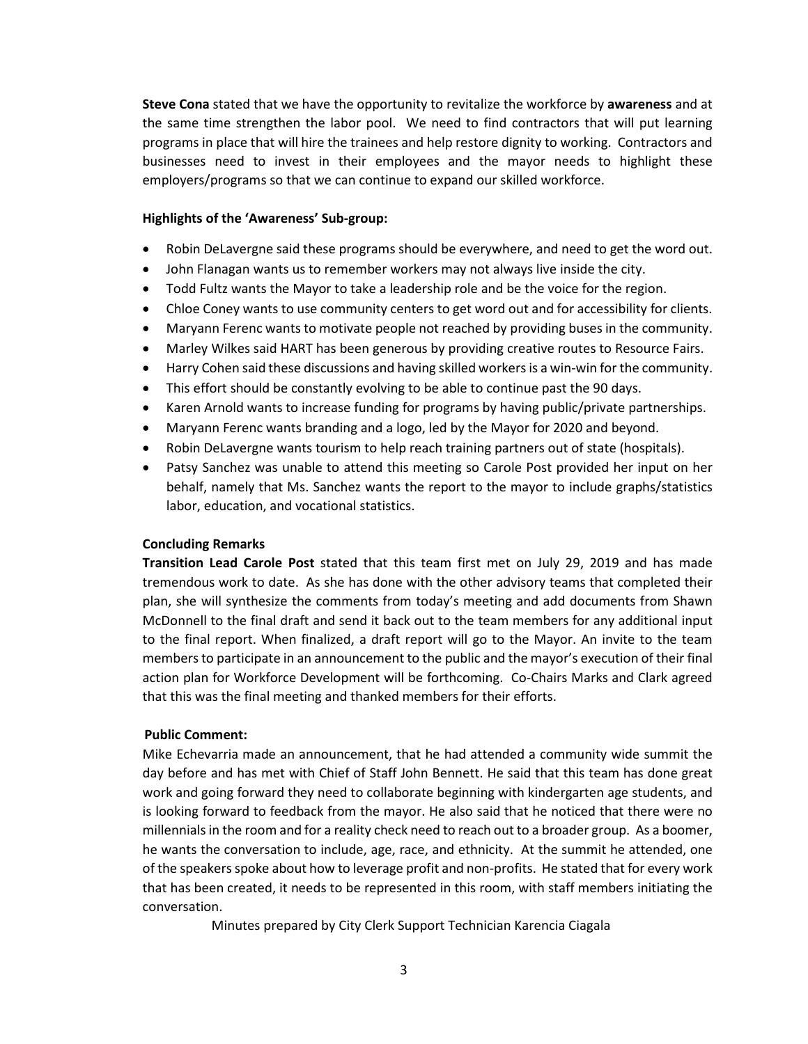**Steve Cona** stated that we have the opportunity to revitalize the workforce by **awareness** and at the same time strengthen the labor pool. We need to find contractors that will put learning programs in place that will hire the trainees and help restore dignity to working. Contractors and businesses need to invest in their employees and the mayor needs to highlight these employers/programs so that we can continue to expand our skilled workforce.

**Highlights of the 'Awareness' Sub-group:**

- Robin DeLavergne said these programs should be everywhere, and need to get the word out.
- John Flanagan wants us to remember workers may not always live inside the city.
- Todd Fultz wants the Mayor to take a leadership role and be the voice for the region.
- Chloe Coney wants to use community centers to get word out and for accessibility for clients.
- Maryann Ferenc wants to motivate people not reached by providing buses in the community.
- Marley Wilkes said HART has been generous by providing creative routes to Resource Fairs.
- Harry Cohen said these discussions and having skilled workers is a win-win for the community.
- This effort should be constantly evolving to be able to continue past the 90 days.
- Karen Arnold wants to increase funding for programs by having public/private partnerships.
- Maryann Ferenc wants branding and a logo, led by the Mayor for 2020 and beyond.
- Robin DeLavergne wants tourism to help reach training partners out of state (hospitals).
- Patsy Sanchez was unable to attend this meeting so Carole Post provided her input on her behalf, namely that Ms. Sanchez wants the report to the mayor to include graphs/statistics labor, education, and vocational statistics.

**Concluding Remarks**

**Transition Lead Carole Post** stated that this team first met on July 29, 2019 and has made tremendous work to date. As she has done with the other advisory teams that completed their plan, she will synthesize the comments from today's meeting and add documents from Shawn McDonnell to the final draft and send it back out to the team members for any additional input to the final report. When finalized, a draft report will go to the Mayor. An invite to the team members to participate in an announcement to the public and the mayor's execution of their final action plan for Workforce Development will be forthcoming. Co-Chairs Marks and Clark agreed that this was the final meeting and thanked members for their efforts.

**Public Comment:**

Mike Echevarria made an announcement, that he had attended a community wide summit the day before and has met with Chief of Staff John Bennett. He said that this team has done great work and going forward they need to collaborate beginning with kindergarten age students, and is looking forward to feedback from the mayor. He also said that he noticed that there were no millennials in the room and for a reality check need to reach out to a broader group. As a boomer, he wants the conversation to include, age, race, and ethnicity. At the summit he attended, one of the speakers spoke about how to leverage profit and non-profits. He stated that for every work that has been created, it needs to be represented in this room, with staff members initiating the conversation.

Minutes prepared by City Clerk Support Technician Karencia Ciagala